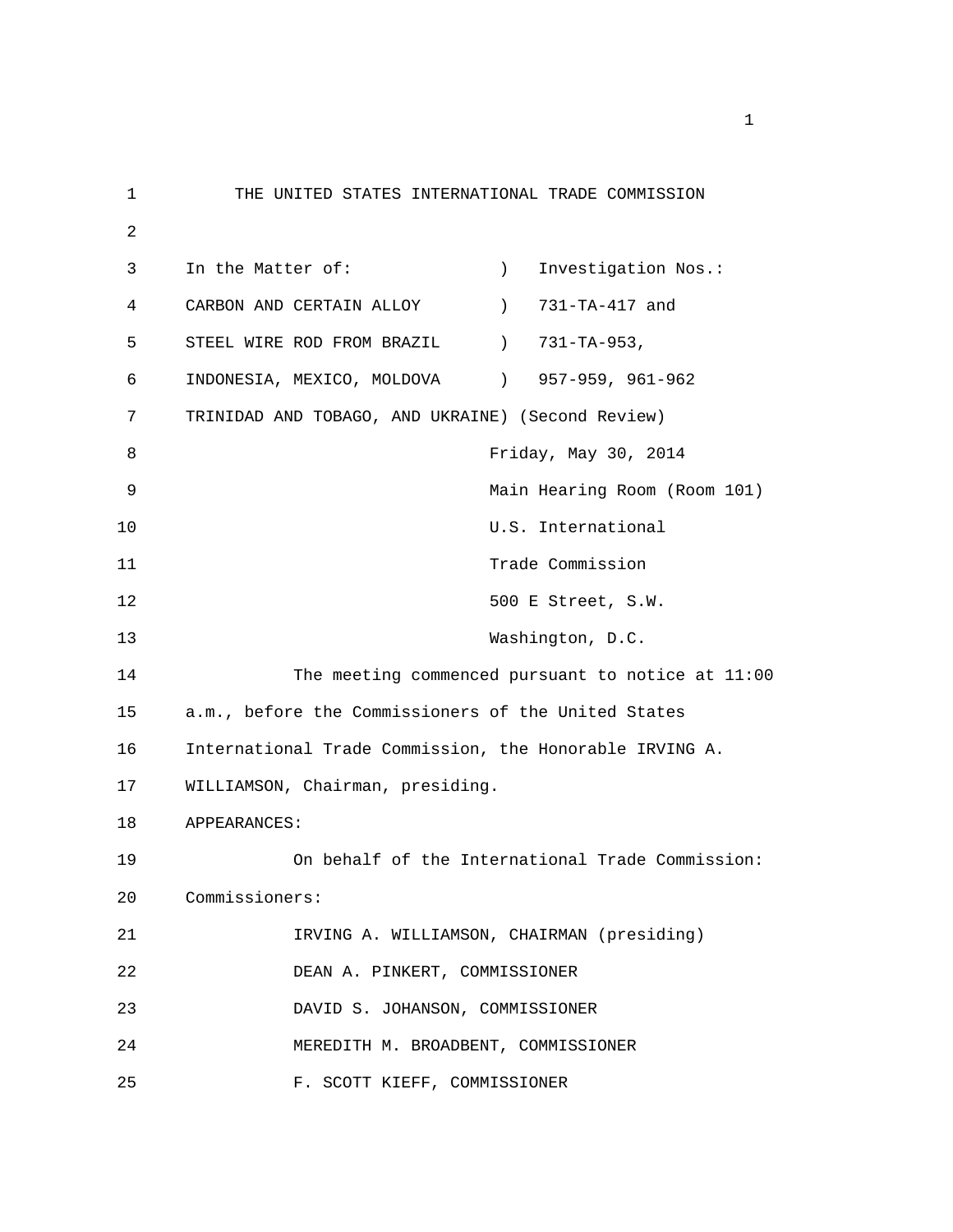THE UNITED STATES INTERNATIONAL TRADE COMMISSION

| In the Matter of: | ) | Investigation Nos.: |
|---|---|---|
| CARBON AND CERTAIN ALLOY | ) | 731-TA-417 and |
| STEEL WIRE ROD FROM BRAZIL | ) | 731-TA-953, |
| INDONESIA, MEXICO, MOLDOVA | ) | 957-959, 961-962 |
| TRINIDAD AND TOBAGO, AND UKRAINE | ) | (Second Review) |

Friday, May 30, 2014
Main Hearing Room (Room 101)
U.S. International
Trade Commission
500 E Street, S.W.
Washington, D.C.

The meeting commenced pursuant to notice at 11:00 a.m., before the Commissioners of the United States International Trade Commission, the Honorable IRVING A. WILLIAMSON, Chairman, presiding.

APPEARANCES:

On behalf of the International Trade Commission:

Commissioners:

IRVING A. WILLIAMSON, CHAIRMAN (presiding)
DEAN A. PINKERT, COMMISSIONER
DAVID S. JOHANSON, COMMISSIONER
MEREDITH M. BROADBENT, COMMISSIONER
F. SCOTT KIEFF, COMMISSIONER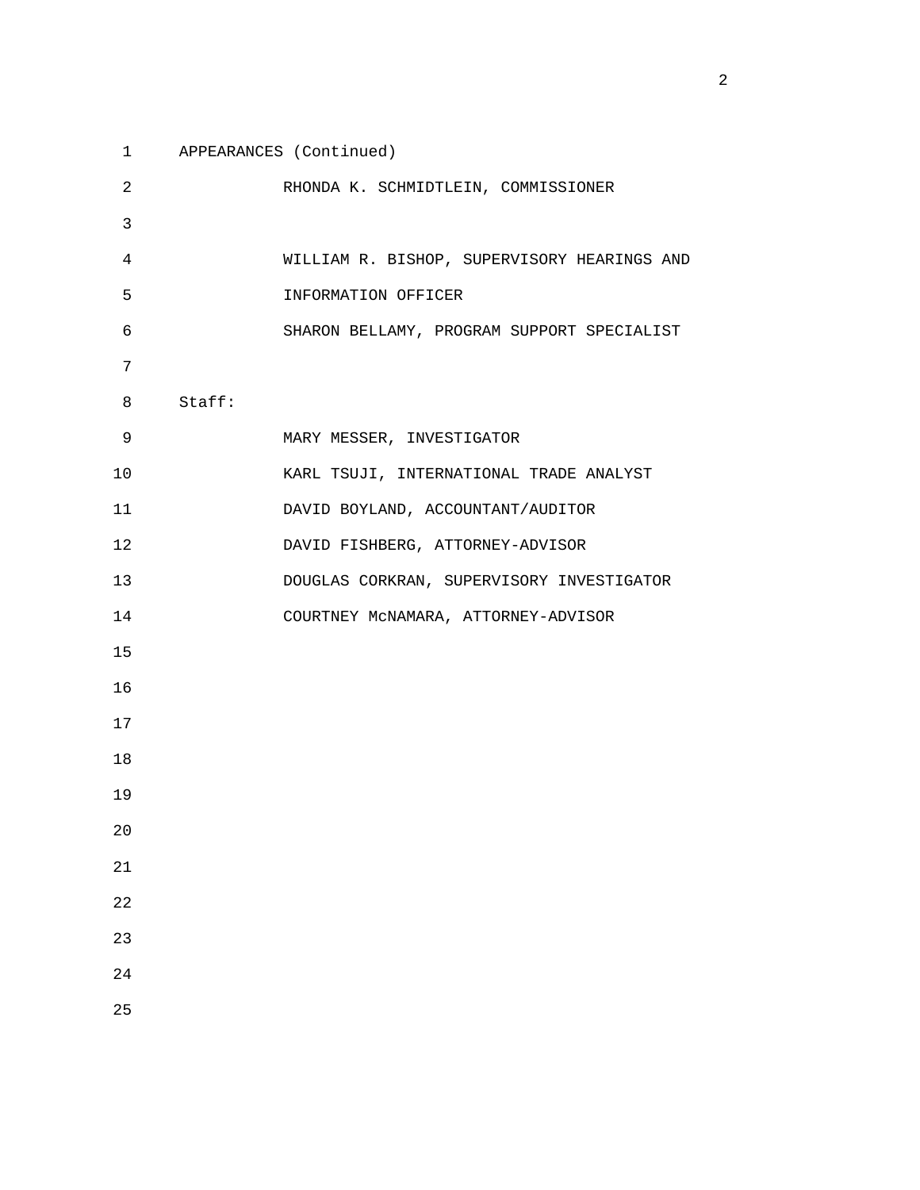APPEARANCES (Continued)

RHONDA K. SCHMIDTLEIN, COMMISSIONER

WILLIAM R. BISHOP, SUPERVISORY HEARINGS AND INFORMATION OFFICER

SHARON BELLAMY, PROGRAM SUPPORT SPECIALIST

Staff:

MARY MESSER, INVESTIGATOR

KARL TSUJI, INTERNATIONAL TRADE ANALYST

DAVID BOYLAND, ACCOUNTANT/AUDITOR

DAVID FISHBERG, ATTORNEY-ADVISOR

DOUGLAS CORKRAN, SUPERVISORY INVESTIGATOR

COURTNEY McNAMARA, ATTORNEY-ADVISOR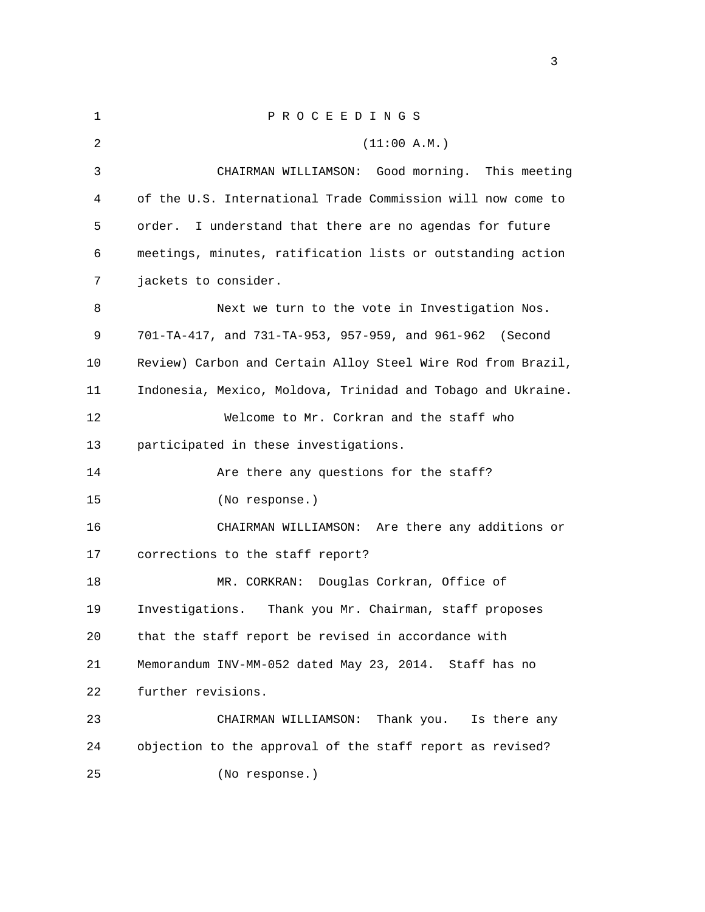P R O C E E D I N G S

(11:00 A.M.)

CHAIRMAN WILLIAMSON: Good morning. This meeting of the U.S. International Trade Commission will now come to order. I understand that there are no agendas for future meetings, minutes, ratification lists or outstanding action jackets to consider.

Next we turn to the vote in Investigation Nos. 701-TA-417, and 731-TA-953, 957-959, and 961-962 (Second Review) Carbon and Certain Alloy Steel Wire Rod from Brazil, Indonesia, Mexico, Moldova, Trinidad and Tobago and Ukraine.

Welcome to Mr. Corkran and the staff who participated in these investigations.

Are there any questions for the staff?

(No response.)

CHAIRMAN WILLIAMSON: Are there any additions or corrections to the staff report?

MR. CORKRAN: Douglas Corkran, Office of Investigations. Thank you Mr. Chairman, staff proposes that the staff report be revised in accordance with Memorandum INV-MM-052 dated May 23, 2014. Staff has no further revisions.

CHAIRMAN WILLIAMSON: Thank you. Is there any objection to the approval of the staff report as revised?

(No response.)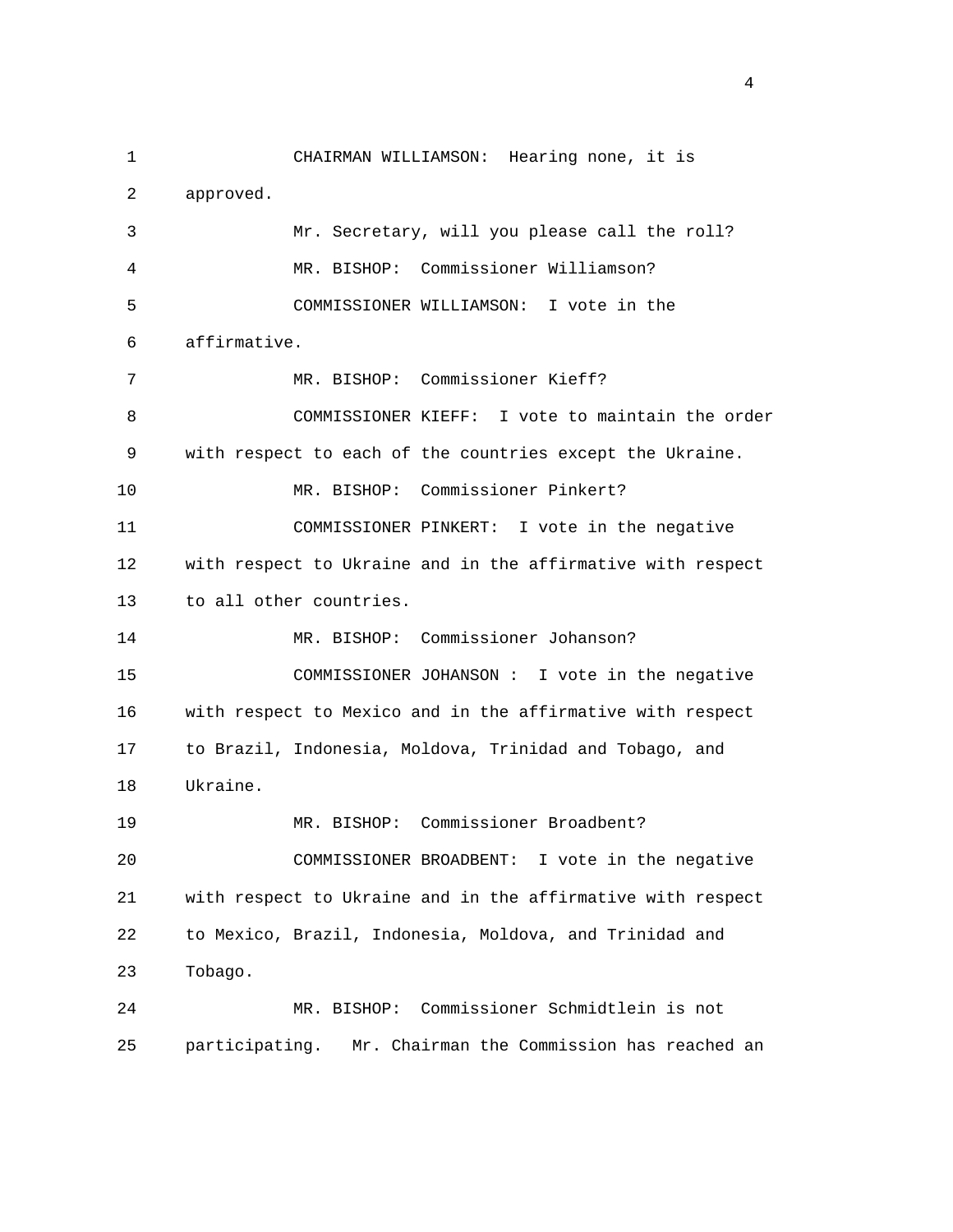CHAIRMAN WILLIAMSON: Hearing none, it is approved.

Mr. Secretary, will you please call the roll?

MR. BISHOP: Commissioner Williamson?

COMMISSIONER WILLIAMSON: I vote in the affirmative.

MR. BISHOP: Commissioner Kieff?

COMMISSIONER KIEFF: I vote to maintain the order with respect to each of the countries except the Ukraine.

MR. BISHOP: Commissioner Pinkert?

COMMISSIONER PINKERT: I vote in the negative with respect to Ukraine and in the affirmative with respect to all other countries.

MR. BISHOP: Commissioner Johanson?

COMMISSIONER JOHANSON : I vote in the negative with respect to Mexico and in the affirmative with respect to Brazil, Indonesia, Moldova, Trinidad and Tobago, and Ukraine.

MR. BISHOP: Commissioner Broadbent?

COMMISSIONER BROADBENT: I vote in the negative with respect to Ukraine and in the affirmative with respect to Mexico, Brazil, Indonesia, Moldova, and Trinidad and Tobago.

MR. BISHOP: Commissioner Schmidtlein is not participating. Mr. Chairman the Commission has reached an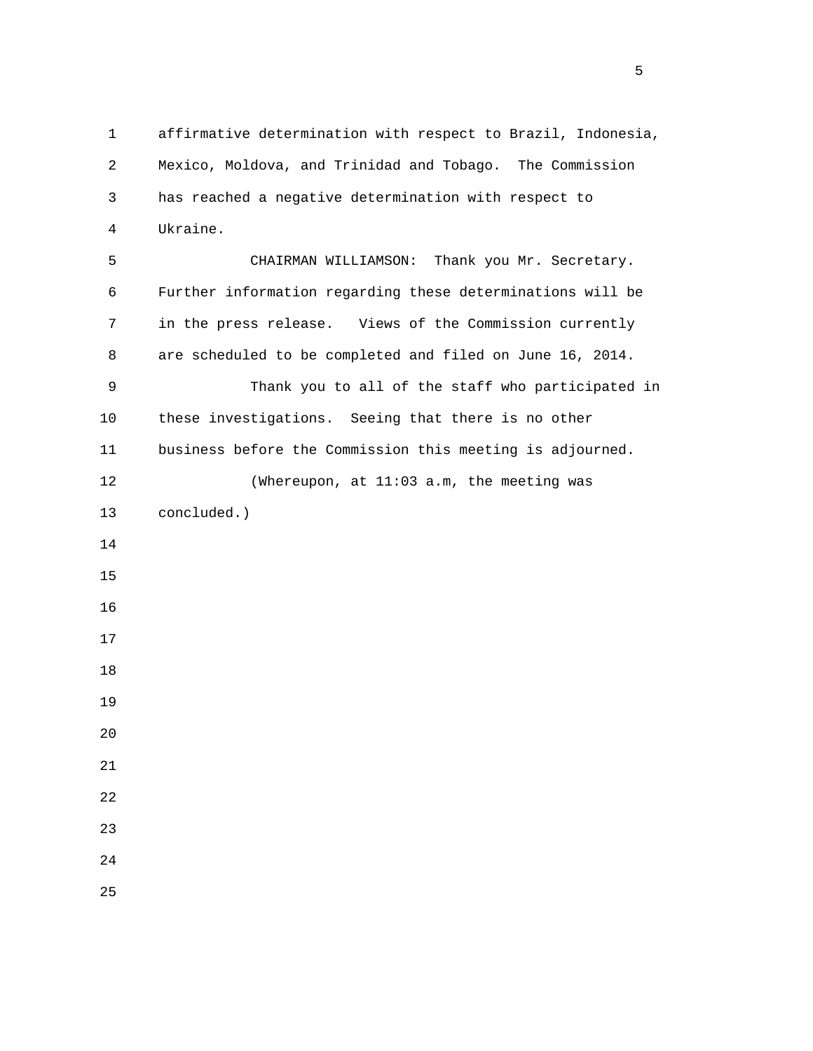affirmative determination with respect to Brazil, Indonesia, Mexico, Moldova, and Trinidad and Tobago. The Commission has reached a negative determination with respect to Ukraine.

CHAIRMAN WILLIAMSON: Thank you Mr. Secretary. Further information regarding these determinations will be in the press release. Views of the Commission currently are scheduled to be completed and filed on June 16, 2014.

Thank you to all of the staff who participated in these investigations. Seeing that there is no other business before the Commission this meeting is adjourned.

(Whereupon, at 11:03 a.m, the meeting was concluded.)